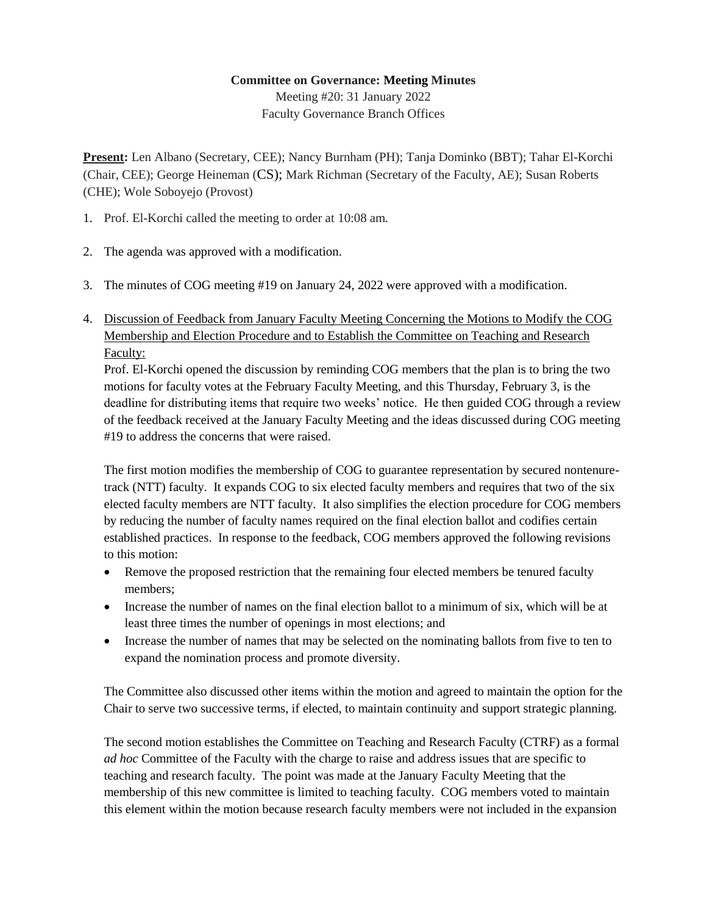**Committee on Governance: Meeting Minutes**

Meeting #20: 31 January 2022

Faculty Governance Branch Offices

**Present:** Len Albano (Secretary, CEE); Nancy Burnham (PH); Tanja Dominko (BBT); Tahar El-Korchi (Chair, CEE); George Heineman (CS); Mark Richman (Secretary of the Faculty, AE); Susan Roberts (CHE); Wole Soboyejo (Provost)

1. Prof. El-Korchi called the meeting to order at 10:08 am.

2. The agenda was approved with a modification.

3. The minutes of COG meeting #19 on January 24, 2022 were approved with a modification.

4. Discussion of Feedback from January Faculty Meeting Concerning the Motions to Modify the COG Membership and Election Procedure and to Establish the Committee on Teaching and Research Faculty:

   Prof. El-Korchi opened the discussion by reminding COG members that the plan is to bring the two motions for faculty votes at the February Faculty Meeting, and this Thursday, February 3, is the deadline for distributing items that require two weeks' notice. He then guided COG through a review of the feedback received at the January Faculty Meeting and the ideas discussed during COG meeting #19 to address the concerns that were raised.

   The first motion modifies the membership of COG to guarantee representation by secured nontenure-track (NTT) faculty. It expands COG to six elected faculty members and requires that two of the six elected faculty members are NTT faculty. It also simplifies the election procedure for COG members by reducing the number of faculty names required on the final election ballot and codifies certain established practices. In response to the feedback, COG members approved the following revisions to this motion:

   - Remove the proposed restriction that the remaining four elected members be tenured faculty members;
   - Increase the number of names on the final election ballot to a minimum of six, which will be at least three times the number of openings in most elections; and
   - Increase the number of names that may be selected on the nominating ballots from five to ten to expand the nomination process and promote diversity.

   The Committee also discussed other items within the motion and agreed to maintain the option for the Chair to serve two successive terms, if elected, to maintain continuity and support strategic planning.

   The second motion establishes the Committee on Teaching and Research Faculty (CTRF) as a formal *ad hoc* Committee of the Faculty with the charge to raise and address issues that are specific to teaching and research faculty. The point was made at the January Faculty Meeting that the membership of this new committee is limited to teaching faculty. COG members voted to maintain this element within the motion because research faculty members were not included in the expansion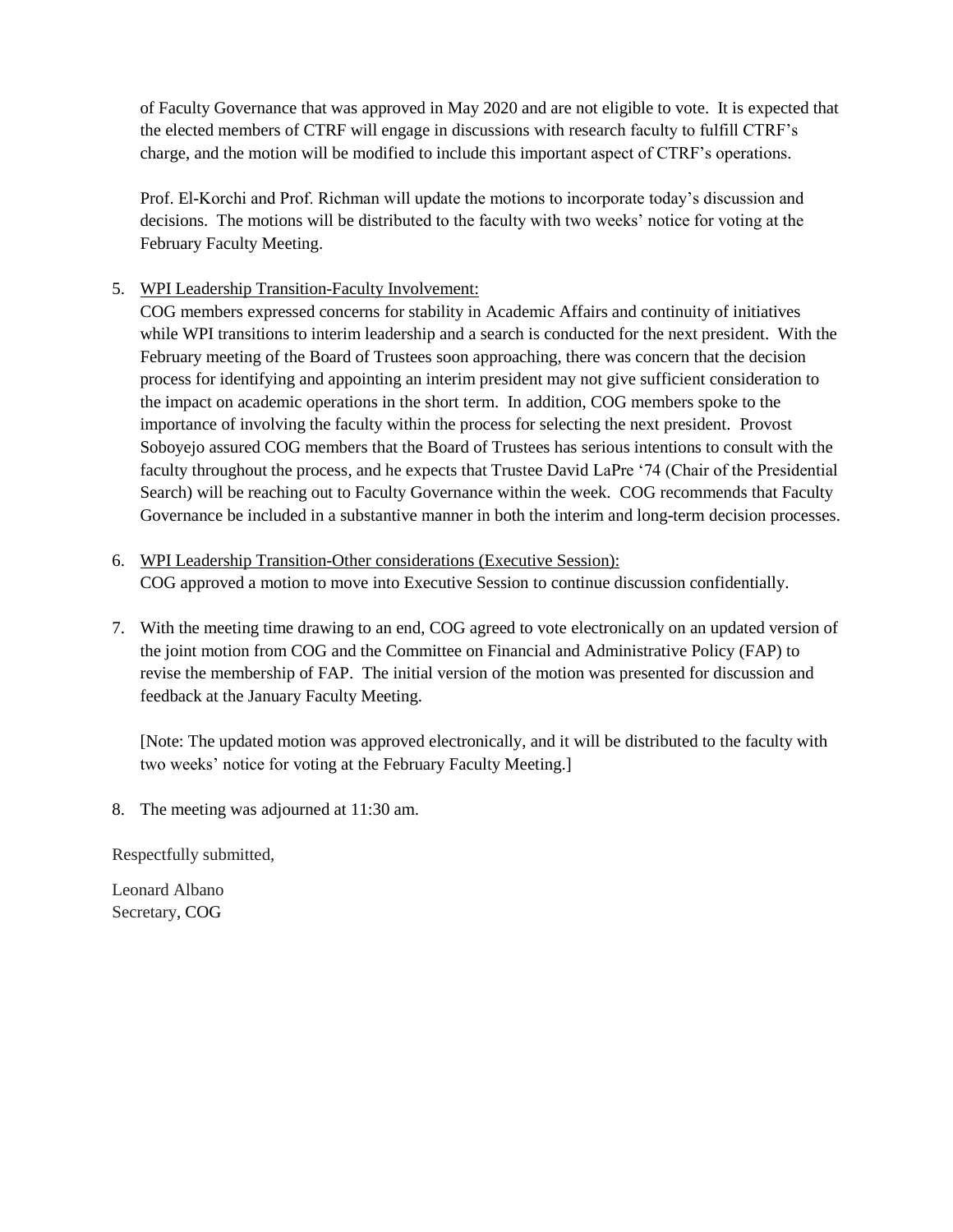of Faculty Governance that was approved in May 2020 and are not eligible to vote. It is expected that the elected members of CTRF will engage in discussions with research faculty to fulfill CTRF's charge, and the motion will be modified to include this important aspect of CTRF's operations.

Prof. El-Korchi and Prof. Richman will update the motions to incorporate today's discussion and decisions. The motions will be distributed to the faculty with two weeks' notice for voting at the February Faculty Meeting.

5. <u>WPI Leadership Transition-Faculty Involvement:</u>
   COG members expressed concerns for stability in Academic Affairs and continuity of initiatives while WPI transitions to interim leadership and a search is conducted for the next president. With the February meeting of the Board of Trustees soon approaching, there was concern that the decision process for identifying and appointing an interim president may not give sufficient consideration to the impact on academic operations in the short term. In addition, COG members spoke to the importance of involving the faculty within the process for selecting the next president. Provost Soboyejo assured COG members that the Board of Trustees has serious intentions to consult with the faculty throughout the process, and he expects that Trustee David LaPre '74 (Chair of the Presidential Search) will be reaching out to Faculty Governance within the week. COG recommends that Faculty Governance be included in a substantive manner in both the interim and long-term decision processes.

6. <u>WPI Leadership Transition-Other considerations (Executive Session):</u>
   COG approved a motion to move into Executive Session to continue discussion confidentially.

7. With the meeting time drawing to an end, COG agreed to vote electronically on an updated version of the joint motion from COG and the Committee on Financial and Administrative Policy (FAP) to revise the membership of FAP. The initial version of the motion was presented for discussion and feedback at the January Faculty Meeting.

   [Note: The updated motion was approved electronically, and it will be distributed to the faculty with two weeks' notice for voting at the February Faculty Meeting.]

8. The meeting was adjourned at 11:30 am.

Respectfully submitted,

Leonard Albano
Secretary, COG